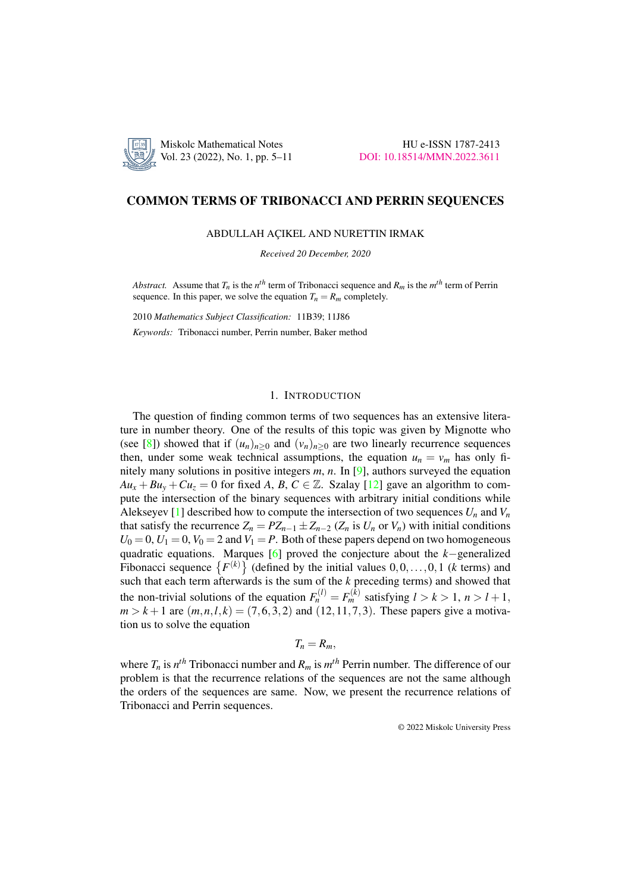# COMMON TERMS OF TRIBONACCI AND PERRIN SEQUENCES

ABDULLAH AÇIKEL AND NURETTIN IRMAK

*Received 20 December, 2020*

*Abstract.* Assume that $T_n$ is the $n^{th}$ term of Tribonacci sequence and $R_m$ is the $m^{th}$ term of Perrin sequence. In this paper, we solve the equation $T_n = R_m$ completely.

2010 *Mathematics Subject Classification:* 11B39; 11J86

*Keywords:* Tribonacci number, Perrin number, Baker method

## 1. INTRODUCTION

The question of finding common terms of two sequences has an extensive literature in number theory. One of the results of this topic was given by Mignotte who (see [8]) showed that if $(u_n)_{n\geq 0}$ and $(v_n)_{n\geq 0}$ are two linearly recurrence sequences then, under some weak technical assumptions, the equation $u_n = v_m$ has only finitely many solutions in positive integers $m$, $n$. In [9], authors surveyed the equation $Au_x + Bu_y + Cu_z = 0$ for fixed $A$, $B$, $C \in \mathbb{Z}$. Szalay [12] gave an algorithm to compute the intersection of the binary sequences with arbitrary initial conditions while Alekseyev [1] described how to compute the intersection of two sequences $U_n$ and $V_n$ that satisfy the recurrence $Z_n = PZ_{n-1} \pm Z_{n-2}$ ($Z_n$ is $U_n$ or $V_n$) with initial conditions $U_0 = 0$, $U_1 = 0$, $V_0 = 2$ and $V_1 = P$. Both of these papers depend on two homogeneous quadratic equations. Marques [6] proved the conjecture about the $k-$generalized Fibonacci sequence $\left\{F^{(k)}\right\}$ (defined by the initial values $0, 0, \ldots, 0, 1$ ($k$ terms) and such that each term afterwards is the sum of the $k$ preceding terms) and showed that the non-trivial solutions of the equation $F_n^{(l)} = F_m^{(k)}$ satisfying $l > k > 1$, $n > l+1$, $m > k+1$ are $(m, n, l, k) = (7, 6, 3, 2)$ and $(12, 11, 7, 3)$. These papers give a motivation us to solve the equation

$$T_n = R_m,$$

where $T_n$ is $n^{th}$ Tribonacci number and $R_m$ is $m^{th}$ Perrin number. The difference of our problem is that the recurrence relations of the sequences are not the same although the orders of the sequences are same. Now, we present the recurrence relations of Tribonacci and Perrin sequences.

© 2022 Miskolc University Press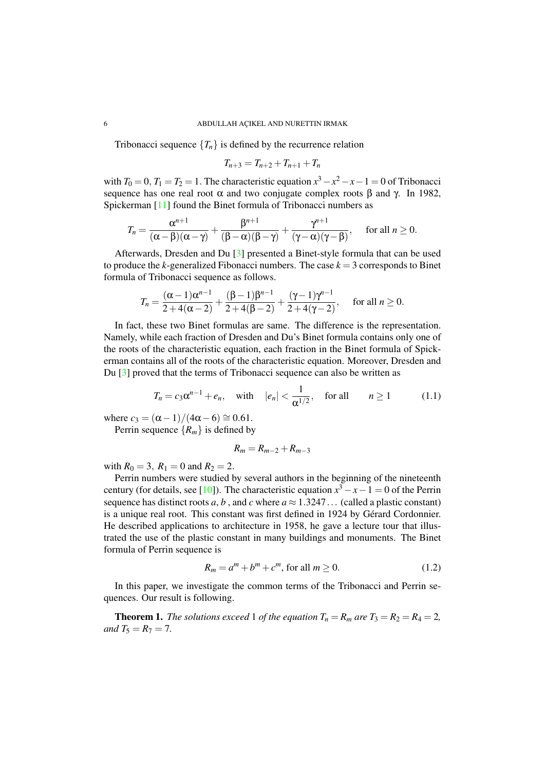Tribonacci sequence $\{T_n\}$ is defined by the recurrence relation

$$T_{n+3} = T_{n+2} + T_{n+1} + T_n$$

with $T_0 = 0$, $T_1 = T_2 = 1$. The characteristic equation $x^3 - x^2 - x - 1 = 0$ of Tribonacci sequence has one real root $\alpha$ and two conjugate complex roots $\beta$ and $\gamma$. In 1982, Spickerman [11] found the Binet formula of Tribonacci numbers as

$$T_n = \frac{\alpha^{n+1}}{(\alpha-\beta)(\alpha-\gamma)} + \frac{\beta^{n+1}}{(\beta-\alpha)(\beta-\gamma)} + \frac{\gamma^{n+1}}{(\gamma-\alpha)(\gamma-\beta)}, \quad \text{for all } n \geq 0.$$

Afterwards, Dresden and Du [3] presented a Binet-style formula that can be used to produce the $k$-generalized Fibonacci numbers. The case $k = 3$ corresponds to Binet formula of Tribonacci sequence as follows.

$$T_n = \frac{(\alpha-1)\alpha^{n-1}}{2+4(\alpha-2)} + \frac{(\beta-1)\beta^{n-1}}{2+4(\beta-2)} + \frac{(\gamma-1)\gamma^{n-1}}{2+4(\gamma-2)}, \quad \text{for all } n \geq 0.$$

In fact, these two Binet formulas are same. The difference is the representation. Namely, while each fraction of Dresden and Du's Binet formula contains only one of the roots of the characteristic equation, each fraction in the Binet formula of Spickerman contains all of the roots of the characteristic equation. Moreover, Dresden and Du [3] proved that the terms of Tribonacci sequence can also be written as

$$T_n = c_3\alpha^{n-1} + e_n, \quad \text{with} \quad |e_n| < \frac{1}{\alpha^{1/2}}, \quad \text{for all} \quad n \geq 1 \tag{1.1}$$

where $c_3 = (\alpha-1)/(4\alpha-6) \cong 0.61$.

Perrin sequence $\{R_m\}$ is defined by

$$R_m = R_{m-2} + R_{m-3}$$

with $R_0 = 3,\ R_1 = 0$ and $R_2 = 2$.

Perrin numbers were studied by several authors in the beginning of the nineteenth century (for details, see [10]). The characteristic equation $x^3 - x - 1 = 0$ of the Perrin sequence has distinct roots $a$, $b$ , and $c$ where $a \approx 1.3247\ldots$ (called a plastic constant) is a unique real root. This constant was first defined in 1924 by Gérard Cordonnier. He described applications to architecture in 1958, he gave a lecture tour that illustrated the use of the plastic constant in many buildings and monuments. The Binet formula of Perrin sequence is

$$R_m = a^m + b^m + c^m, \text{ for all } m \geq 0. \tag{1.2}$$

In this paper, we investigate the common terms of the Tribonacci and Perrin sequences. Our result is following.

**Theorem 1.** *The solutions exceed* 1 *of the equation* $T_n = R_m$ *are* $T_3 = R_2 = R_4 = 2$*, and* $T_5 = R_7 = 7$*.*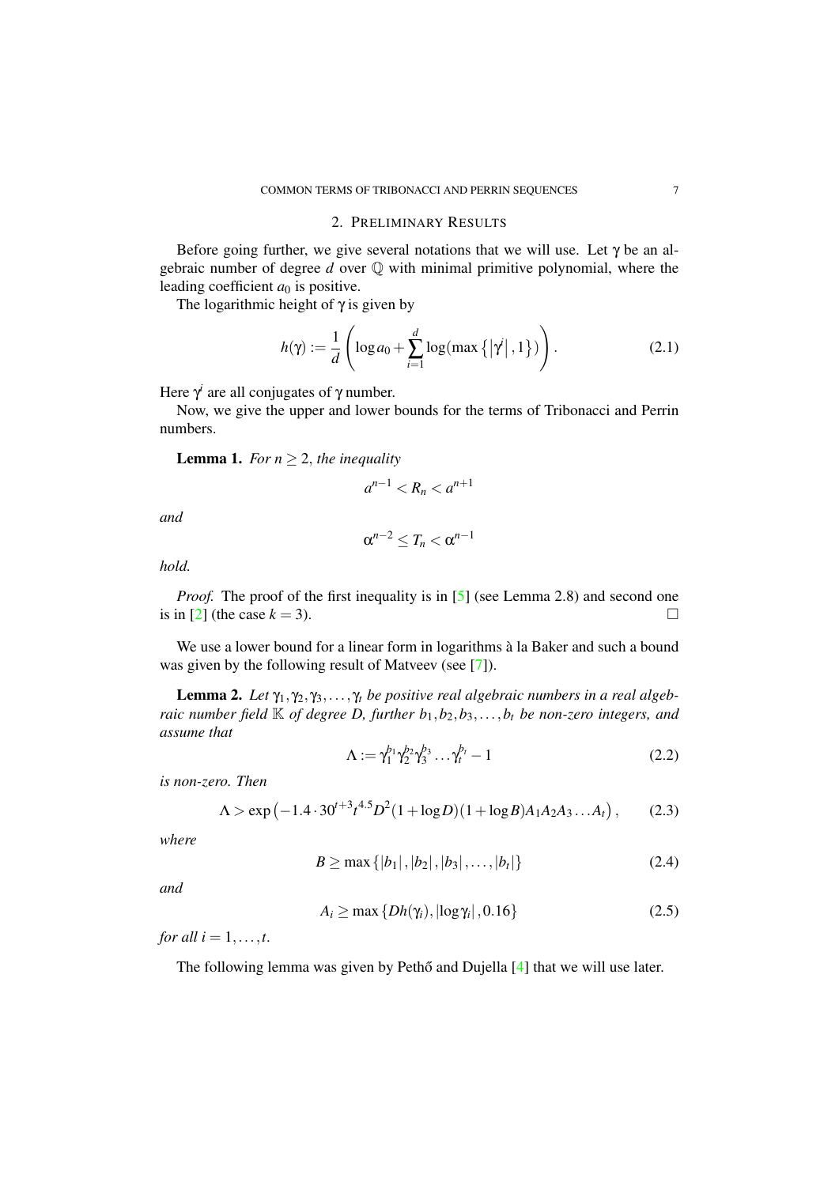## 2. Preliminary Results

Before going further, we give several notations that we will use. Let $\gamma$ be an algebraic number of degree $d$ over $\mathbb{Q}$ with minimal primitive polynomial, where the leading coefficient $a_0$ is positive.

The logarithmic height of $\gamma$ is given by

$$h(\gamma) := \frac{1}{d}\left(\log a_0 + \sum_{i=1}^{d} \log(\max\{|\gamma^i|, 1\})\right). \tag{2.1}$$

Here $\gamma^i$ are all conjugates of $\gamma$ number.

Now, we give the upper and lower bounds for the terms of Tribonacci and Perrin numbers.

**Lemma 1.** *For $n \geq 2$, the inequality*

$$a^{n-1} < R_n < a^{n+1}$$

*and*

$$\alpha^{n-2} \leq T_n < \alpha^{n-1}$$

*hold.*

*Proof.* The proof of the first inequality is in [5] (see Lemma 2.8) and second one is in [2] (the case $k = 3$). □

We use a lower bound for a linear form in logarithms à la Baker and such a bound was given by the following result of Matveev (see [7]).

**Lemma 2.** *Let $\gamma_1, \gamma_2, \gamma_3, \ldots, \gamma_t$ be positive real algebraic numbers in a real algebraic number field $\mathbb{K}$ of degree $D$, further $b_1, b_2, b_3, \ldots, b_t$ be non-zero integers, and assume that*

$$\Lambda := \gamma_1^{b_1}\gamma_2^{b_2}\gamma_3^{b_3}\ldots\gamma_t^{b_t} - 1 \tag{2.2}$$

*is non-zero. Then*

$$\Lambda > \exp\left(-1.4\cdot 30^{t+3}t^{4.5}D^2(1+\log D)(1+\log B)A_1A_2A_3\ldots A_t\right), \tag{2.3}$$

*where*

$$B \geq \max\{|b_1|, |b_2|, |b_3|, \ldots, |b_t|\} \tag{2.4}$$

*and*

$$A_i \geq \max\{Dh(\gamma_i), |\log\gamma_i|, 0.16\} \tag{2.5}$$

*for all $i = 1, \ldots, t$.*

The following lemma was given by Pethő and Dujella [4] that we will use later.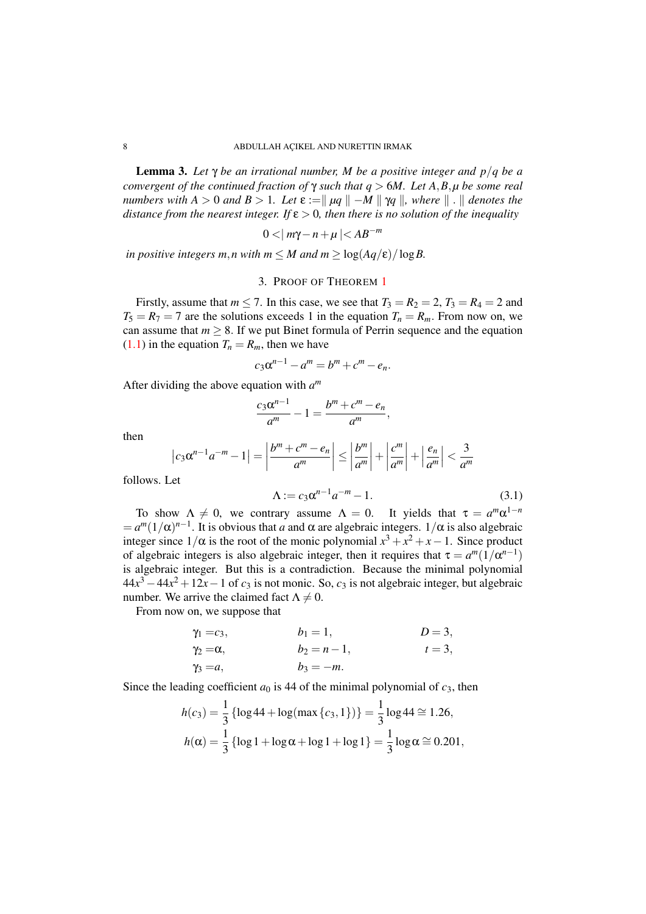**Lemma 3.** *Let $\gamma$ be an irrational number, $M$ be a positive integer and $p/q$ be a convergent of the continued fraction of $\gamma$ such that $q > 6M$. Let $A, B, \mu$ be some real numbers with $A > 0$ and $B > 1$. Let $\varepsilon := \parallel \mu q \parallel - M \parallel \gamma q \parallel$, where $\parallel . \parallel$ denotes the distance from the nearest integer. If $\varepsilon > 0$, then there is no solution of the inequality*

$$0 < \mid m\gamma - n + \mu \mid < AB^{-m}$$

*in positive integers $m, n$ with $m \leq M$ and $m \geq \log(Aq/\varepsilon)/\log B$.*

## 3. Proof of Theorem 1

Firstly, assume that $m \leq 7$. In this case, we see that $T_3 = R_2 = 2$, $T_3 = R_4 = 2$ and $T_5 = R_7 = 7$ are the solutions exceeds 1 in the equation $T_n = R_m$. From now on, we can assume that $m \geq 8$. If we put Binet formula of Perrin sequence and the equation (1.1) in the equation $T_n = R_m$, then we have

$$c_3\alpha^{n-1} - a^m = b^m + c^m - e_n.$$

After dividing the above equation with $a^m$

$$\frac{c_3\alpha^{n-1}}{a^m} - 1 = \frac{b^m + c^m - e_n}{a^m},$$

then

$$\left|c_3\alpha^{n-1}a^{-m} - 1\right| = \left|\frac{b^m + c^m - e_n}{a^m}\right| \leq \left|\frac{b^m}{a^m}\right| + \left|\frac{c^m}{a^m}\right| + \left|\frac{e_n}{a^m}\right| < \frac{3}{a^m}$$

follows. Let

$$\Lambda := c_3\alpha^{n-1}a^{-m} - 1. \tag{3.1}$$

To show $\Lambda \neq 0$, we contrary assume $\Lambda = 0$. It yields that $\tau = a^m\alpha^{1-n} = a^m(1/\alpha)^{n-1}$. It is obvious that $a$ and $\alpha$ are algebraic integers. $1/\alpha$ is also algebraic integer since $1/\alpha$ is the root of the monic polynomial $x^3 + x^2 + x - 1$. Since product of algebraic integers is also algebraic integer, then it requires that $\tau = a^m(1/\alpha^{n-1})$ is algebraic integer. But this is a contradiction. Because the minimal polynomial $44x^3 - 44x^2 + 12x - 1$ of $c_3$ is not monic. So, $c_3$ is not algebraic integer, but algebraic number. We arrive the claimed fact $\Lambda \neq 0$.

From now on, we suppose that

$$\gamma_1 = c_3, \qquad b_1 = 1, \qquad D = 3,$$
$$\gamma_2 = \alpha, \qquad b_2 = n - 1, \qquad t = 3,$$
$$\gamma_3 = a, \qquad b_3 = -m.$$

Since the leading coefficient $a_0$ is 44 of the minimal polynomial of $c_3$, then

$$h(c_3) = \frac{1}{3}\left\{\log 44 + \log(\max\{c_3, 1\})\right\} = \frac{1}{3}\log 44 \cong 1.26,$$
$$h(\alpha) = \frac{1}{3}\left\{\log 1 + \log\alpha + \log 1 + \log 1\right\} = \frac{1}{3}\log\alpha \cong 0.201,$$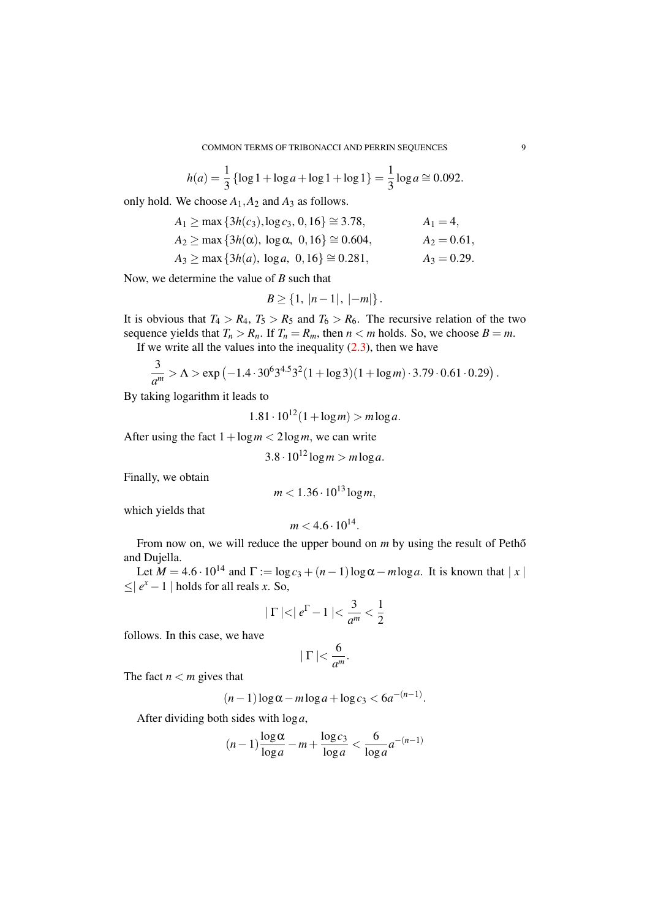$$h(a) = \frac{1}{3}\{\log 1 + \log a + \log 1 + \log 1\} = \frac{1}{3}\log a \cong 0.092.$$

only hold. We choose $A_1, A_2$ and $A_3$ as follows.

$$A_1 \geq \max\{3h(c_3), \log c_3,\ 0,16\} \cong 3.78, \qquad A_1 = 4,$$
$$A_2 \geq \max\{3h(\alpha),\ \log\alpha,\ 0,16\} \cong 0.604, \qquad A_2 = 0.61,$$
$$A_3 \geq \max\{3h(a),\ \log a,\ 0,16\} \cong 0.281, \qquad A_3 = 0.29.$$

Now, we determine the value of $B$ such that

$$B \geq \{1,\ |n-1|,\ |-m|\}.$$

It is obvious that $T_4 > R_4$, $T_5 > R_5$ and $T_6 > R_6$. The recursive relation of the two sequence yields that $T_n > R_n$. If $T_n = R_m$, then $n < m$ holds. So, we choose $B = m$.

If we write all the values into the inequality (2.3), then we have

$$\frac{3}{a^m} > \Lambda > \exp\left(-1.4 \cdot 30^6 3^{4.5} 3^2 (1+\log 3)(1+\log m) \cdot 3.79 \cdot 0.61 \cdot 0.29\right).$$

By taking logarithm it leads to

$$1.81 \cdot 10^{12}(1+\log m) > m\log a.$$

After using the fact $1+\log m < 2\log m$, we can write

$$3.8 \cdot 10^{12}\log m > m\log a.$$

Finally, we obtain

$$m < 1.36 \cdot 10^{13}\log m,$$

which yields that

$$m < 4.6 \cdot 10^{14}.$$

From now on, we will reduce the upper bound on $m$ by using the result of Pethő and Dujella.

Let $M = 4.6 \cdot 10^{14}$ and $\Gamma := \log c_3 + (n-1)\log\alpha - m\log a$. It is known that $|\, x\,| \leq |\, e^x - 1\,|$ holds for all reals $x$. So,

$$|\,\Gamma\,| < |\, e^\Gamma - 1\,| < \frac{3}{a^m} < \frac{1}{2}$$

follows. In this case, we have

$$|\,\Gamma\,| < \frac{6}{a^m}.$$

The fact $n < m$ gives that

$$(n-1)\log\alpha - m\log a + \log c_3 < 6a^{-(n-1)}.$$

After dividing both sides with $\log a$,

$$(n-1)\frac{\log\alpha}{\log a} - m + \frac{\log c_3}{\log a} < \frac{6}{\log a}a^{-(n-1)}$$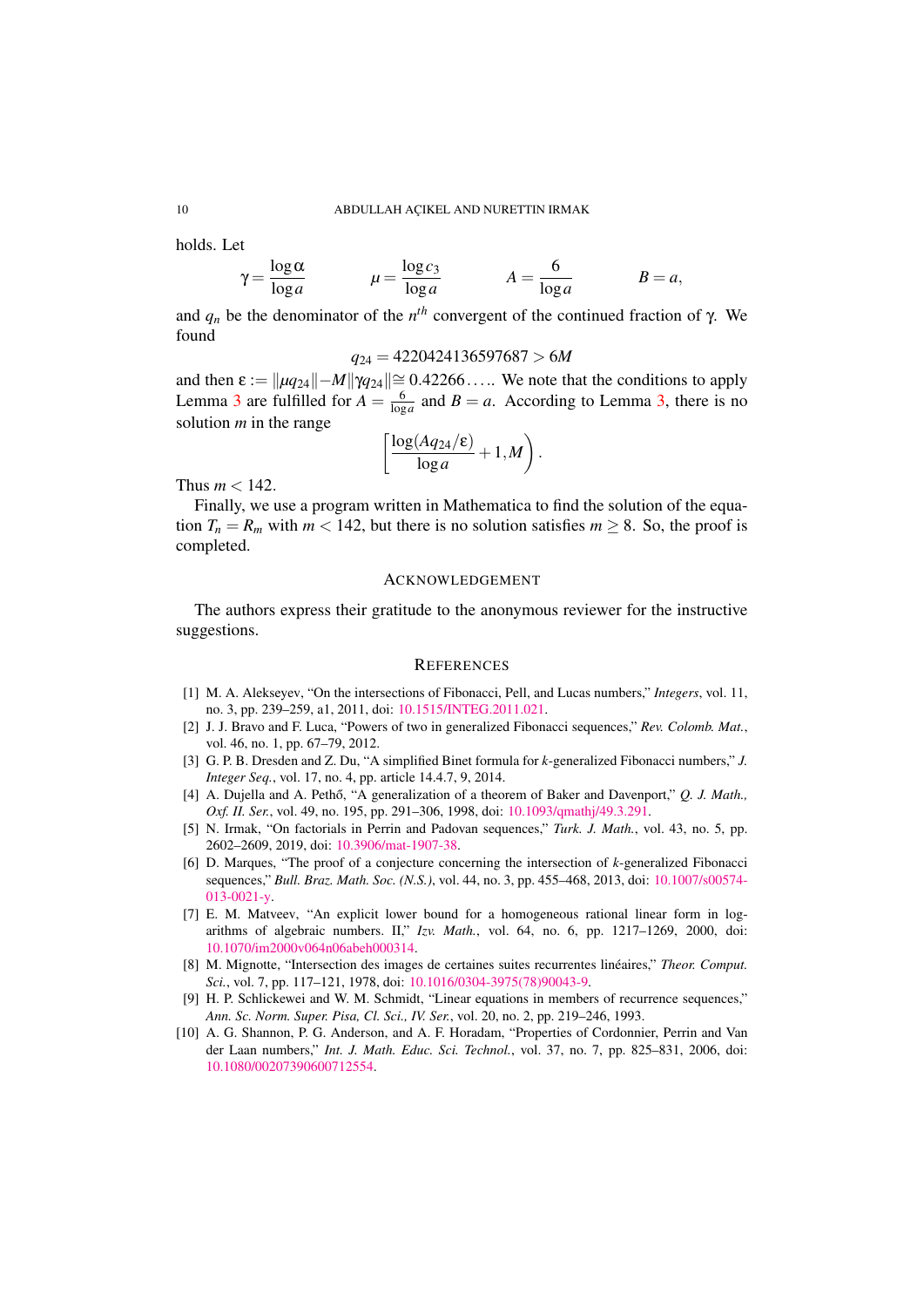holds. Let

$$\gamma = \frac{\log \alpha}{\log a} \qquad \mu = \frac{\log c_3}{\log a} \qquad A = \frac{6}{\log a} \qquad B = a,$$

and $q_n$ be the denominator of the $n^{th}$ convergent of the continued fraction of $\gamma$. We found

$$q_{24} = 4220424136597687 > 6M$$

and then $\varepsilon := \|\mu q_{24}\| - M\|\gamma q_{24}\| \cong 0.42266\ldots$. We note that the conditions to apply Lemma 3 are fulfilled for $A = \frac{6}{\log a}$ and $B = a$. According to Lemma 3, there is no solution $m$ in the range

$$\left[\frac{\log(Aq_{24}/\varepsilon)}{\log a} + 1, M\right).$$

Thus $m < 142$.

Finally, we use a program written in Mathematica to find the solution of the equation $T_n = R_m$ with $m < 142$, but there is no solution satisfies $m \geq 8$. So, the proof is completed.

## Acknowledgement

The authors express their gratitude to the anonymous reviewer for the instructive suggestions.

## References

[1] M. A. Alekseyev, "On the intersections of Fibonacci, Pell, and Lucas numbers," *Integers*, vol. 11, no. 3, pp. 239–259, a1, 2011, doi: 10.1515/INTEG.2011.021.

[2] J. J. Bravo and F. Luca, "Powers of two in generalized Fibonacci sequences," *Rev. Colomb. Mat.*, vol. 46, no. 1, pp. 67–79, 2012.

[3] G. P. B. Dresden and Z. Du, "A simplified Binet formula for $k$-generalized Fibonacci numbers," *J. Integer Seq.*, vol. 17, no. 4, pp. article 14.4.7, 9, 2014.

[4] A. Dujella and A. Pethő, "A generalization of a theorem of Baker and Davenport," *Q. J. Math., Oxf. II. Ser.*, vol. 49, no. 195, pp. 291–306, 1998, doi: 10.1093/qmathj/49.3.291.

[5] N. Irmak, "On factorials in Perrin and Padovan sequences," *Turk. J. Math.*, vol. 43, no. 5, pp. 2602–2609, 2019, doi: 10.3906/mat-1907-38.

[6] D. Marques, "The proof of a conjecture concerning the intersection of $k$-generalized Fibonacci sequences," *Bull. Braz. Math. Soc. (N.S.)*, vol. 44, no. 3, pp. 455–468, 2013, doi: 10.1007/s00574-013-0021-y.

[7] E. M. Matveev, "An explicit lower bound for a homogeneous rational linear form in logarithms of algebraic numbers. II," *Izv. Math.*, vol. 64, no. 6, pp. 1217–1269, 2000, doi: 10.1070/im2000v064n06abeh000314.

[8] M. Mignotte, "Intersection des images de certaines suites recurrentes linéaires," *Theor. Comput. Sci.*, vol. 7, pp. 117–121, 1978, doi: 10.1016/0304-3975(78)90043-9.

[9] H. P. Schlickewei and W. M. Schmidt, "Linear equations in members of recurrence sequences," *Ann. Sc. Norm. Super. Pisa, Cl. Sci., IV. Ser.*, vol. 20, no. 2, pp. 219–246, 1993.

[10] A. G. Shannon, P. G. Anderson, and A. F. Horadam, "Properties of Cordonnier, Perrin and Van der Laan numbers," *Int. J. Math. Educ. Sci. Technol.*, vol. 37, no. 7, pp. 825–831, 2006, doi: 10.1080/00207390600712554.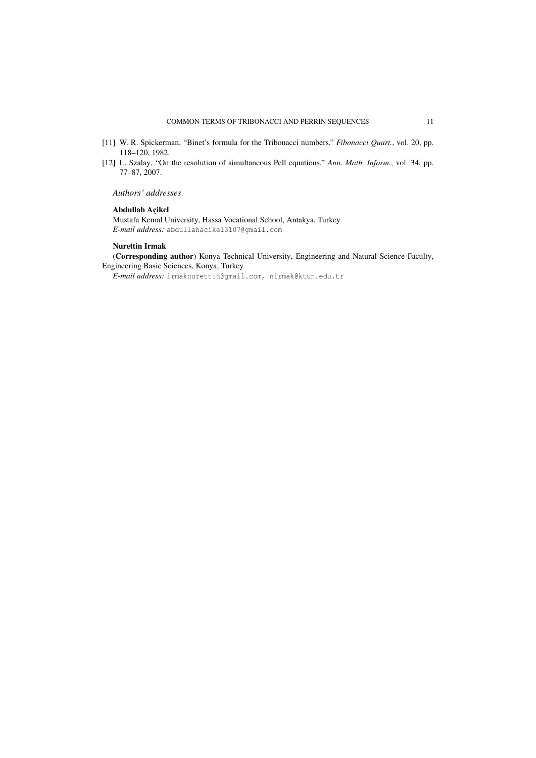[11] W. R. Spickerman, "Binet's formula for the Tribonacci numbers," *Fibonacci Quart.*, vol. 20, pp. 118–120, 1982.

[12] L. Szalay, "On the resolution of simultaneous Pell equations," *Ann. Math. Inform.*, vol. 34, pp. 77–87, 2007.

*Authors' addresses*

**Abdullah Açikel**

Mustafa Kemal University, Hassa Vocational School, Antakya, Turkey

*E-mail address:* abdullahacikel3107@gmail.com

**Nurettin Irmak**

(**Corresponding author**) Konya Technical University, Engineering and Natural Science Faculty, Engineering Basic Sciences, Konya, Turkey

*E-mail address:* irmaknurettin@gmail.com, nirmak@ktun.edu.tr